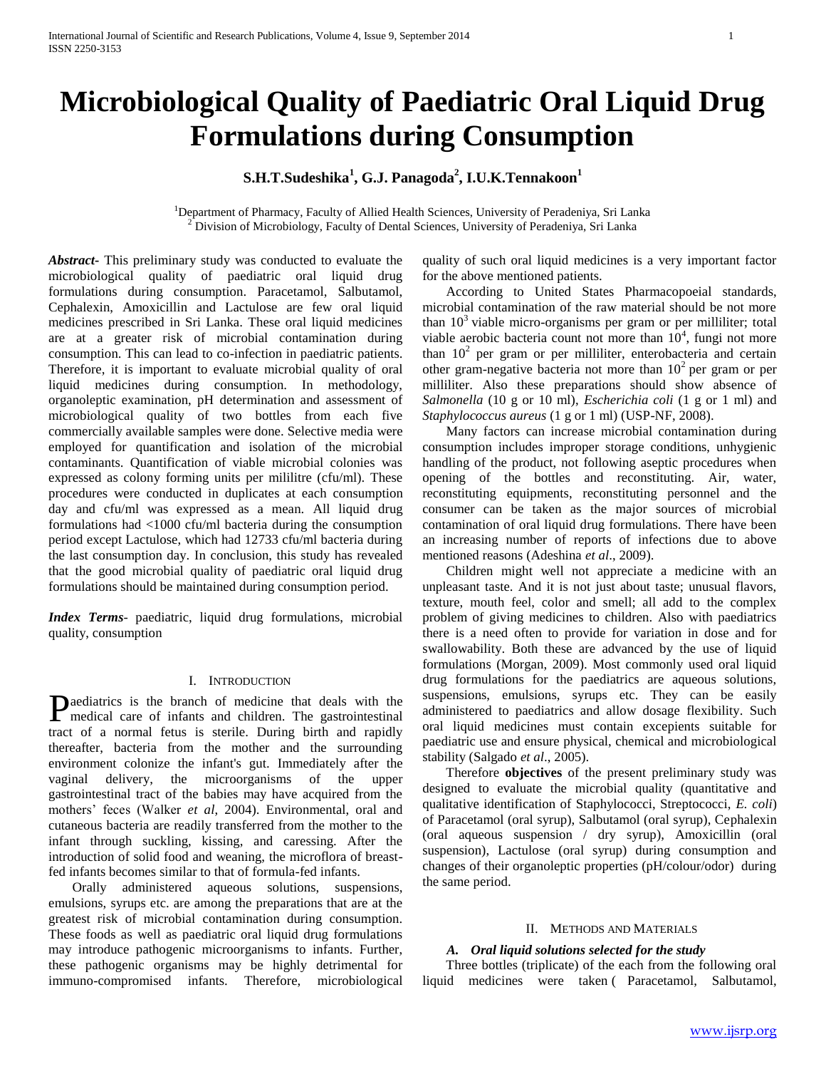# Microbiological Quality of Paediatric Oral Liquid Drug Formulations during Consumption

**S.H.T.Sudeshika[1], G.J. Panagoda[2], I.U.K.Tennakoon[1]**

[1]Department of Pharmacy, Faculty of Allied Health Sciences, University of Peradeniya, Sri Lanka
[2] Division of Microbiology, Faculty of Dental Sciences, University of Peradeniya, Sri Lanka

***Abstract-*** This preliminary study was conducted to evaluate the microbiological quality of paediatric oral liquid drug formulations during consumption. Paracetamol, Salbutamol, Cephalexin, Amoxicillin and Lactulose are few oral liquid medicines prescribed in Sri Lanka. These oral liquid medicines are at a greater risk of microbial contamination during consumption. This can lead to co-infection in paediatric patients. Therefore, it is important to evaluate microbial quality of oral liquid medicines during consumption. In methodology, organoleptic examination, pH determination and assessment of microbiological quality of two bottles from each five commercially available samples were done. Selective media were employed for quantification and isolation of the microbial contaminants. Quantification of viable microbial colonies was expressed as colony forming units per mililitre (cfu/ml). These procedures were conducted in duplicates at each consumption day and cfu/ml was expressed as a mean. All liquid drug formulations had <1000 cfu/ml bacteria during the consumption period except Lactulose, which had 12733 cfu/ml bacteria during the last consumption day. In conclusion, this study has revealed that the good microbial quality of paediatric oral liquid drug formulations should be maintained during consumption period.

***Index Terms*** *-* paediatric, liquid drug formulations, microbial quality, consumption

## I. Introduction

Paediatrics is the branch of medicine that deals with the medical care of infants and children. The gastrointestinal tract of a normal fetus is sterile. During birth and rapidly thereafter, bacteria from the mother and the surrounding environment colonize the infant's gut. Immediately after the vaginal delivery, the microorganisms of the upper gastrointestinal tract of the babies may have acquired from the mothers' feces (Walker *et al*, 2004). Environmental, oral and cutaneous bacteria are readily transferred from the mother to the infant through suckling, kissing, and caressing. After the introduction of solid food and weaning, the microflora of breast-fed infants becomes similar to that of formula-fed infants.

Orally administered aqueous solutions, suspensions, emulsions, syrups etc. are among the preparations that are at the greatest risk of microbial contamination during consumption. These foods as well as paediatric oral liquid drug formulations may introduce pathogenic microorganisms to infants. Further, these pathogenic organisms may be highly detrimental for immuno-compromised infants. Therefore, microbiological quality of such oral liquid medicines is a very important factor for the above mentioned patients.

According to United States Pharmacopoeial standards, microbial contamination of the raw material should be not more than $10^3$ viable micro-organisms per gram or per milliliter; total viable aerobic bacteria count not more than $10^4$, fungi not more than $10^2$ per gram or per milliliter, enterobacteria and certain other gram-negative bacteria not more than $10^2$ per gram or per milliliter. Also these preparations should show absence of *Salmonella* (10 g or 10 ml), *Escherichia coli* (1 g or 1 ml) and *Staphylococcus aureus* (1 g or 1 ml) (USP-NF, 2008).

Many factors can increase microbial contamination during consumption includes improper storage conditions, unhygienic handling of the product, not following aseptic procedures when opening of the bottles and reconstituting. Air, water, reconstituting equipments, reconstituting personnel and the consumer can be taken as the major sources of microbial contamination of oral liquid drug formulations. There have been an increasing number of reports of infections due to above mentioned reasons (Adeshina *et al*., 2009).

Children might well not appreciate a medicine with an unpleasant taste. And it is not just about taste; unusual flavors, texture, mouth feel, color and smell; all add to the complex problem of giving medicines to children. Also with paediatrics there is a need often to provide for variation in dose and for swallowability. Both these are advanced by the use of liquid formulations (Morgan, 2009). Most commonly used oral liquid drug formulations for the paediatrics are aqueous solutions, suspensions, emulsions, syrups etc. They can be easily administered to paediatrics and allow dosage flexibility. Such oral liquid medicines must contain excepients suitable for paediatric use and ensure physical, chemical and microbiological stability (Salgado *et al*., 2005).

Therefore **objectives** of the present preliminary study was designed to evaluate the microbial quality (quantitative and qualitative identification of Staphylococci, Streptococci, *E. coli*) of Paracetamol (oral syrup), Salbutamol (oral syrup), Cephalexin (oral aqueous suspension / dry syrup), Amoxicillin (oral suspension), Lactulose (oral syrup) during consumption and changes of their organoleptic properties (pH/colour/odor) during the same period.

## II. Methods and Materials

### *A. Oral liquid solutions selected for the study*

Three bottles (triplicate) of the each from the following oral liquid medicines were taken ( Paracetamol, Salbutamol,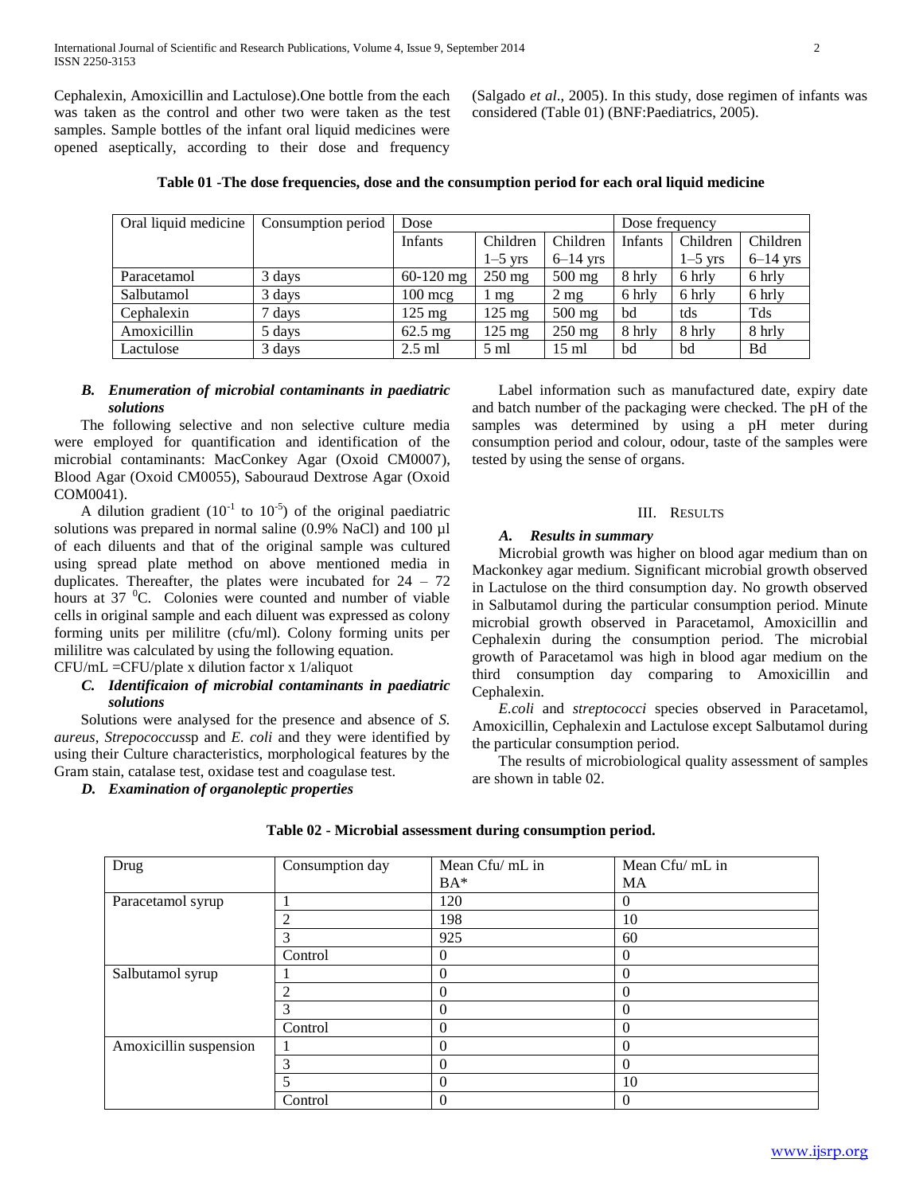Cephalexin, Amoxicillin and Lactulose).One bottle from the each was taken as the control and other two were taken as the test samples. Sample bottles of the infant oral liquid medicines were opened aseptically, according to their dose and frequency (Salgado *et al*., 2005). In this study, dose regimen of infants was considered (Table 01) (BNF:Paediatrics, 2005).

**Table 01 -The dose frequencies, dose and the consumption period for each oral liquid medicine**

| Oral liquid medicine | Consumption period | Dose | | | Dose frequency | | |
|---|---|---|---|---|---|---|---|
| | | Infants | Children 1–5 yrs | Children 6–14 yrs | Infants | Children 1–5 yrs | Children 6–14 yrs |
| Paracetamol | 3 days | 60-120 mg | 250 mg | 500 mg | 8 hrly | 6 hrly | 6 hrly |
| Salbutamol | 3 days | 100 mcg | 1 mg | 2 mg | 6 hrly | 6 hrly | 6 hrly |
| Cephalexin | 7 days | 125 mg | 125 mg | 500 mg | bd | tds | Tds |
| Amoxicillin | 5 days | 62.5 mg | 125 mg | 250 mg | 8 hrly | 8 hrly | 8 hrly |
| Lactulose | 3 days | 2.5 ml | 5 ml | 15 ml | bd | bd | Bd |

### *B. Enumeration of microbial contaminants in paediatric solutions*

The following selective and non selective culture media were employed for quantification and identification of the microbial contaminants: MacConkey Agar (Oxoid CM0007), Blood Agar (Oxoid CM0055), Sabouraud Dextrose Agar (Oxoid COM0041).

A dilution gradient ($10^{-1}$ to $10^{-5}$) of the original paediatric solutions was prepared in normal saline (0.9% NaCl) and 100 µl of each diluents and that of the original sample was cultured using spread plate method on above mentioned media in duplicates. Thereafter, the plates were incubated for 24 – 72 hours at 37 $^{0}$C. Colonies were counted and number of viable cells in original sample and each diluent was expressed as colony forming units per mililitre (cfu/ml). Colony forming units per mililitre was calculated by using the following equation.

CFU/mL =CFU/plate x dilution factor x 1/aliquot

### *C. Identificaion of microbial contaminants in paediatric solutions*

Solutions were analysed for the presence and absence of *S. aureus*, *Strepococcus*sp and *E. coli* and they were identified by using their Culture characteristics, morphological features by the Gram stain, catalase test, oxidase test and coagulase test.

### *D. Examination of organoleptic properties*

Label information such as manufactured date, expiry date and batch number of the packaging were checked. The pH of the samples was determined by using a pH meter during consumption period and colour, odour, taste of the samples were tested by using the sense of organs.

## III. Results

### *A. Results in summary*

Microbial growth was higher on blood agar medium than on Mackonkey agar medium. Significant microbial growth observed in Lactulose on the third consumption day. No growth observed in Salbutamol during the particular consumption period. Minute microbial growth observed in Paracetamol, Amoxicillin and Cephalexin during the consumption period. The microbial growth of Paracetamol was high in blood agar medium on the third consumption day comparing to Amoxicillin and Cephalexin.

*E.coli* and *streptococci* species observed in Paracetamol, Amoxicillin, Cephalexin and Lactulose except Salbutamol during the particular consumption period.

The results of microbiological quality assessment of samples are shown in table 02.

**Table 02 - Microbial assessment during consumption period.**

| Drug | Consumption day | Mean Cfu/ mL in BA* | Mean Cfu/ mL in MA |
|---|---|---|---|
| Paracetamol syrup | 1 | 120 | 0 |
| | 2 | 198 | 10 |
| | 3 | 925 | 60 |
| | Control | 0 | 0 |
| Salbutamol syrup | 1 | 0 | 0 |
| | 2 | 0 | 0 |
| | 3 | 0 | 0 |
| | Control | 0 | 0 |
| Amoxicillin suspension | 1 | 0 | 0 |
| | 3 | 0 | 0 |
| | 5 | 0 | 10 |
| | Control | 0 | 0 |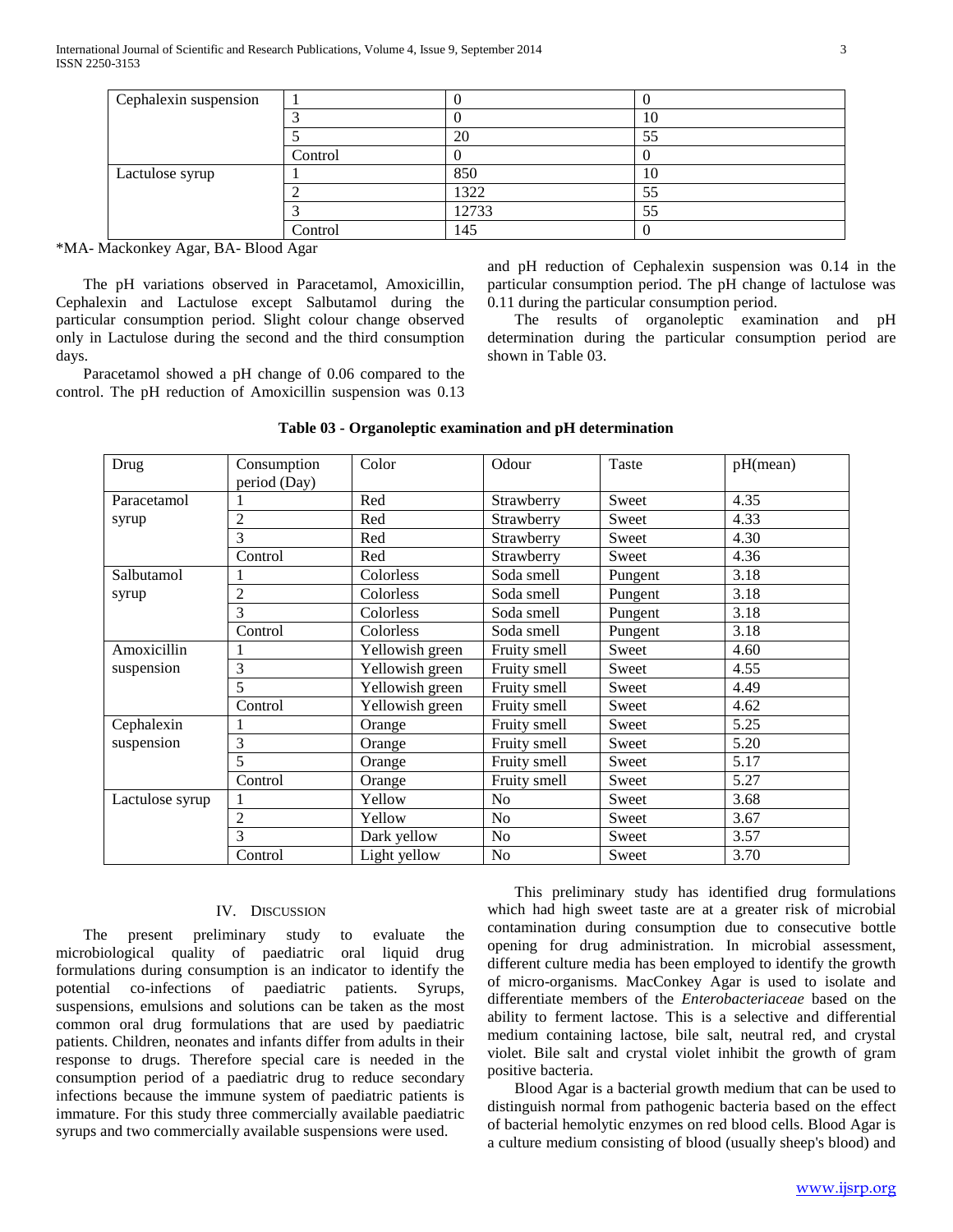| Cephalexin suspension | 1 | 0 | 0 |
|---|---|---|---|
| | 3 | 0 | 10 |
| | 5 | 20 | 55 |
| | Control | 0 | 0 |
| Lactulose syrup | 1 | 850 | 10 |
| | 2 | 1322 | 55 |
| | 3 | 12733 | 55 |
| | Control | 145 | 0 |

*MA- Mackonkey Agar, BA- Blood Agar

The pH variations observed in Paracetamol, Amoxicillin, Cephalexin and Lactulose except Salbutamol during the particular consumption period. Slight colour change observed only in Lactulose during the second and the third consumption days.

Paracetamol showed a pH change of 0.06 compared to the control. The pH reduction of Amoxicillin suspension was 0.13 and pH reduction of Cephalexin suspension was 0.14 in the particular consumption period. The pH change of lactulose was 0.11 during the particular consumption period.

The results of organoleptic examination and pH determination during the particular consumption period are shown in Table 03.

**Table 03 - Organoleptic examination and pH determination**

| Drug | Consumption period (Day) | Color | Odour | Taste | pH(mean) |
|---|---|---|---|---|---|
| Paracetamol syrup | 1 | Red | Strawberry | Sweet | 4.35 |
| | 2 | Red | Strawberry | Sweet | 4.33 |
| | 3 | Red | Strawberry | Sweet | 4.30 |
| | Control | Red | Strawberry | Sweet | 4.36 |
| Salbutamol syrup | 1 | Colorless | Soda smell | Pungent | 3.18 |
| | 2 | Colorless | Soda smell | Pungent | 3.18 |
| | 3 | Colorless | Soda smell | Pungent | 3.18 |
| | Control | Colorless | Soda smell | Pungent | 3.18 |
| Amoxicillin suspension | 1 | Yellowish green | Fruity smell | Sweet | 4.60 |
| | 3 | Yellowish green | Fruity smell | Sweet | 4.55 |
| | 5 | Yellowish green | Fruity smell | Sweet | 4.49 |
| | Control | Yellowish green | Fruity smell | Sweet | 4.62 |
| Cephalexin suspension | 1 | Orange | Fruity smell | Sweet | 5.25 |
| | 3 | Orange | Fruity smell | Sweet | 5.20 |
| | 5 | Orange | Fruity smell | Sweet | 5.17 |
| | Control | Orange | Fruity smell | Sweet | 5.27 |
| Lactulose syrup | 1 | Yellow | No | Sweet | 3.68 |
| | 2 | Yellow | No | Sweet | 3.67 |
| | 3 | Dark yellow | No | Sweet | 3.57 |
| | Control | Light yellow | No | Sweet | 3.70 |

## IV. Discussion

The present preliminary study to evaluate the microbiological quality of paediatric oral liquid drug formulations during consumption is an indicator to identify the potential co-infections of paediatric patients. Syrups, suspensions, emulsions and solutions can be taken as the most common oral drug formulations that are used by paediatric patients. Children, neonates and infants differ from adults in their response to drugs. Therefore special care is needed in the consumption period of a paediatric drug to reduce secondary infections because the immune system of paediatric patients is immature. For this study three commercially available paediatric syrups and two commercially available suspensions were used.

This preliminary study has identified drug formulations which had high sweet taste are at a greater risk of microbial contamination during consumption due to consecutive bottle opening for drug administration. In microbial assessment, different culture media has been employed to identify the growth of micro-organisms. MacConkey Agar is used to isolate and differentiate members of the *Enterobacteriaceae* based on the ability to ferment lactose. This is a selective and differential medium containing lactose, bile salt, neutral red, and crystal violet. Bile salt and crystal violet inhibit the growth of gram positive bacteria.

Blood Agar is a bacterial growth medium that can be used to distinguish normal from pathogenic bacteria based on the effect of bacterial hemolytic enzymes on red blood cells. Blood Agar is a culture medium consisting of blood (usually sheep's blood) and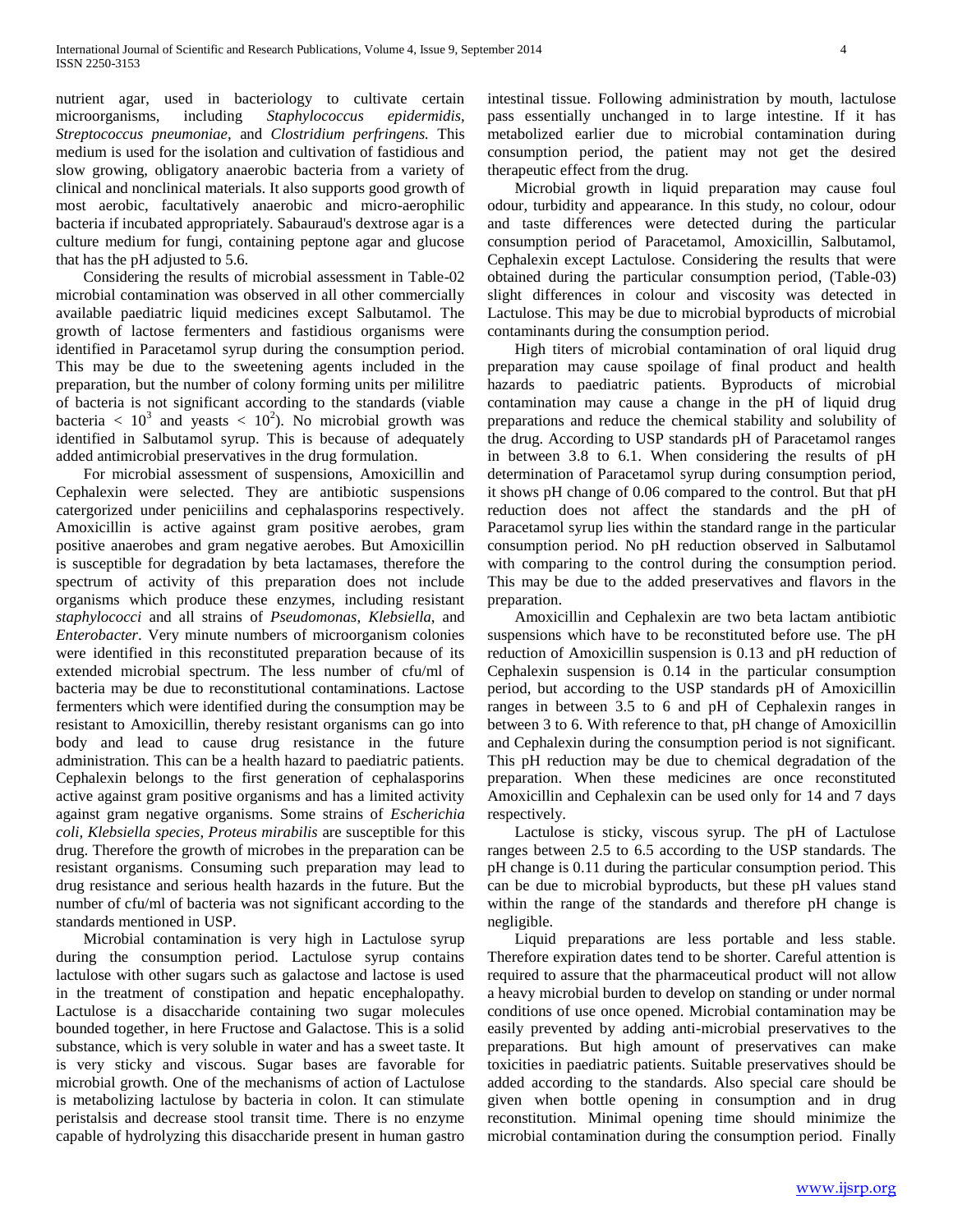nutrient agar, used in bacteriology to cultivate certain microorganisms, including *Staphylococcus epidermidis*, *Streptococcus pneumoniae*, and *Clostridium perfringens.* This medium is used for the isolation and cultivation of fastidious and slow growing, obligatory anaerobic bacteria from a variety of clinical and nonclinical materials. It also supports good growth of most aerobic, facultatively anaerobic and micro-aerophilic bacteria if incubated appropriately. Sabauraud's dextrose agar is a culture medium for fungi, containing peptone agar and glucose that has the pH adjusted to 5.6.

Considering the results of microbial assessment in Table-02 microbial contamination was observed in all other commercially available paediatric liquid medicines except Salbutamol. The growth of lactose fermenters and fastidious organisms were identified in Paracetamol syrup during the consumption period. This may be due to the sweetening agents included in the preparation, but the number of colony forming units per mililitre of bacteria is not significant according to the standards (viable bacteria < $10^3$ and yeasts < $10^2$). No microbial growth was identified in Salbutamol syrup. This is because of adequately added antimicrobial preservatives in the drug formulation.

For microbial assessment of suspensions, Amoxicillin and Cephalexin were selected. They are antibiotic suspensions catergorized under peniciilins and cephalasporins respectively. Amoxicillin is active against gram positive aerobes, gram positive anaerobes and gram negative aerobes. But Amoxicillin is susceptible for degradation by beta lactamases, therefore the spectrum of activity of this preparation does not include organisms which produce these enzymes, including resistant *staphylococci* and all strains of *Pseudomonas*, *Klebsiella*, and *Enterobacter*. Very minute numbers of microorganism colonies were identified in this reconstituted preparation because of its extended microbial spectrum. The less number of cfu/ml of bacteria may be due to reconstitutional contaminations. Lactose fermenters which were identified during the consumption may be resistant to Amoxicillin, thereby resistant organisms can go into body and lead to cause drug resistance in the future administration. This can be a health hazard to paediatric patients. Cephalexin belongs to the first generation of cephalasporins active against gram positive organisms and has a limited activity against gram negative organisms. Some strains of *Escherichia coli, Klebsiella species, Proteus mirabilis* are susceptible for this drug. Therefore the growth of microbes in the preparation can be resistant organisms. Consuming such preparation may lead to drug resistance and serious health hazards in the future. But the number of cfu/ml of bacteria was not significant according to the standards mentioned in USP.

Microbial contamination is very high in Lactulose syrup during the consumption period. Lactulose syrup contains lactulose with other sugars such as galactose and lactose is used in the treatment of constipation and hepatic encephalopathy. Lactulose is a disaccharide containing two sugar molecules bounded together, in here Fructose and Galactose. This is a solid substance, which is very soluble in water and has a sweet taste. It is very sticky and viscous. Sugar bases are favorable for microbial growth. One of the mechanisms of action of Lactulose is metabolizing lactulose by bacteria in colon. It can stimulate peristalsis and decrease stool transit time. There is no enzyme capable of hydrolyzing this disaccharide present in human gastro intestinal tissue. Following administration by mouth, lactulose pass essentially unchanged in to large intestine. If it has metabolized earlier due to microbial contamination during consumption period, the patient may not get the desired therapeutic effect from the drug.

Microbial growth in liquid preparation may cause foul odour, turbidity and appearance. In this study, no colour, odour and taste differences were detected during the particular consumption period of Paracetamol, Amoxicillin, Salbutamol, Cephalexin except Lactulose. Considering the results that were obtained during the particular consumption period, (Table-03) slight differences in colour and viscosity was detected in Lactulose. This may be due to microbial byproducts of microbial contaminants during the consumption period.

High titers of microbial contamination of oral liquid drug preparation may cause spoilage of final product and health hazards to paediatric patients. Byproducts of microbial contamination may cause a change in the pH of liquid drug preparations and reduce the chemical stability and solubility of the drug. According to USP standards pH of Paracetamol ranges in between 3.8 to 6.1. When considering the results of pH determination of Paracetamol syrup during consumption period, it shows pH change of 0.06 compared to the control. But that pH reduction does not affect the standards and the pH of Paracetamol syrup lies within the standard range in the particular consumption period. No pH reduction observed in Salbutamol with comparing to the control during the consumption period. This may be due to the added preservatives and flavors in the preparation.

Amoxicillin and Cephalexin are two beta lactam antibiotic suspensions which have to be reconstituted before use. The pH reduction of Amoxicillin suspension is 0.13 and pH reduction of Cephalexin suspension is 0.14 in the particular consumption period, but according to the USP standards pH of Amoxicillin ranges in between 3.5 to 6 and pH of Cephalexin ranges in between 3 to 6. With reference to that, pH change of Amoxicillin and Cephalexin during the consumption period is not significant. This pH reduction may be due to chemical degradation of the preparation. When these medicines are once reconstituted Amoxicillin and Cephalexin can be used only for 14 and 7 days respectively.

Lactulose is sticky, viscous syrup. The pH of Lactulose ranges between 2.5 to 6.5 according to the USP standards. The pH change is 0.11 during the particular consumption period. This can be due to microbial byproducts, but these pH values stand within the range of the standards and therefore pH change is negligible.

Liquid preparations are less portable and less stable. Therefore expiration dates tend to be shorter. Careful attention is required to assure that the pharmaceutical product will not allow a heavy microbial burden to develop on standing or under normal conditions of use once opened. Microbial contamination may be easily prevented by adding anti-microbial preservatives to the preparations. But high amount of preservatives can make toxicities in paediatric patients. Suitable preservatives should be added according to the standards. Also special care should be given when bottle opening in consumption and in drug reconstitution. Minimal opening time should minimize the microbial contamination during the consumption period. Finally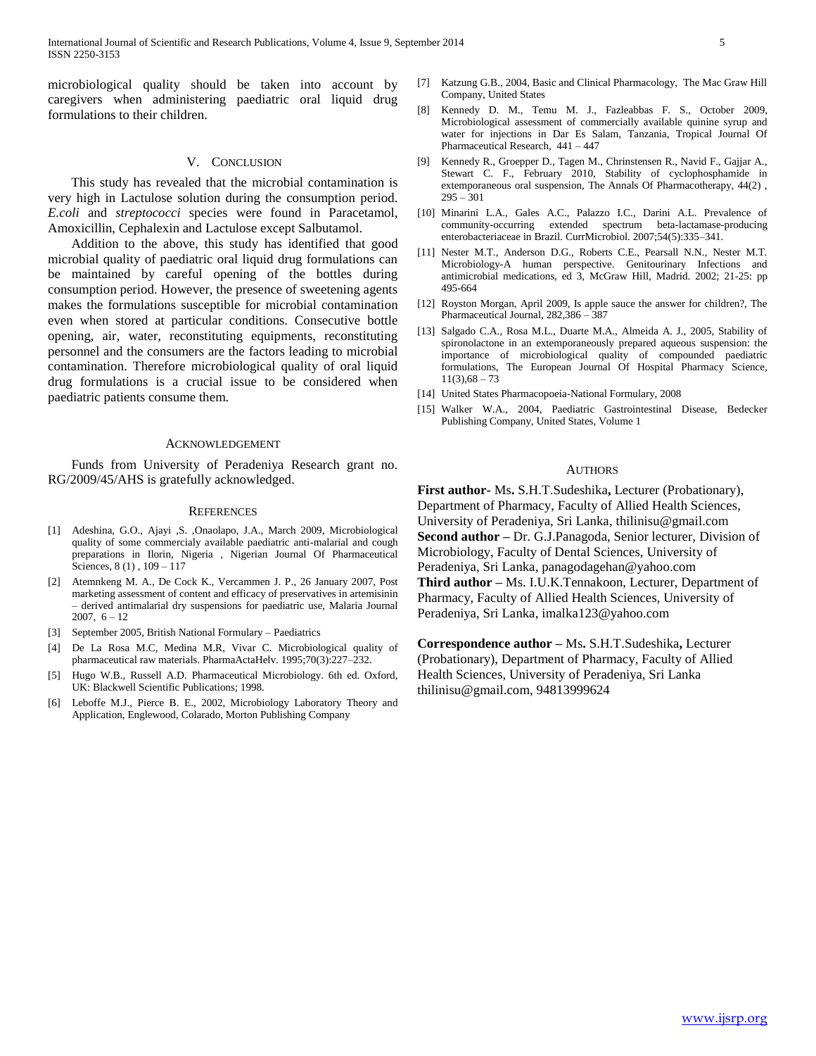microbiological quality should be taken into account by caregivers when administering paediatric oral liquid drug formulations to their children.

## V. Conclusion

This study has revealed that the microbial contamination is very high in Lactulose solution during the consumption period. *E.coli* and *streptococci* species were found in Paracetamol, Amoxicillin, Cephalexin and Lactulose except Salbutamol.

Addition to the above, this study has identified that good microbial quality of paediatric oral liquid drug formulations can be maintained by careful opening of the bottles during consumption period. However, the presence of sweetening agents makes the formulations susceptible for microbial contamination even when stored at particular conditions. Consecutive bottle opening, air, water, reconstituting equipments, reconstituting personnel and the consumers are the factors leading to microbial contamination. Therefore microbiological quality of oral liquid drug formulations is a crucial issue to be considered when paediatric patients consume them.

## Acknowledgement

Funds from University of Peradeniya Research grant no. RG/2009/45/AHS is gratefully acknowledged.

## References

[1] Adeshina, G.O., Ajayi ,S. ,Onaolapo, J.A., March 2009, Microbiological quality of some commercialy available paediatric anti-malarial and cough preparations in Ilorin, Nigeria , Nigerian Journal Of Pharmaceutical Sciences, 8 (1) , 109 – 117

[2] Atemnkeng M. A., De Cock K., Vercammen J. P., 26 January 2007, Post marketing assessment of content and efficacy of preservatives in artemisinin – derived antimalarial dry suspensions for paediatric use, Malaria Journal 2007, 6 – 12

[3] September 2005, British National Formulary – Paediatrics

[4] De La Rosa M.C, Medina M.R, Vivar C. Microbiological quality of pharmaceutical raw materials. PharmaActaHelv. 1995;70(3):227–232.

[5] Hugo W.B., Russell A.D. Pharmaceutical Microbiology. 6th ed. Oxford, UK: Blackwell Scientific Publications; 1998.

[6] Leboffe M.J., Pierce B. E., 2002, Microbiology Laboratory Theory and Application, Englewood, Colorado, Morton Publishing Company

[7] Katzung G.B., 2004, Basic and Clinical Pharmacology, The Mac Graw Hill Company, United States

[8] Kennedy D. M., Temu M. J., Fazleabbas F. S., October 2009, Microbiological assessment of commercially available quinine syrup and water for injections in Dar Es Salam, Tanzania, Tropical Journal Of Pharmaceutical Research, 441 – 447

[9] Kennedy R., Groepper D., Tagen M., Chrinstensen R., Navid F., Gajjar A., Stewart C. F., February 2010, Stability of cyclophosphamide in extemporaneous oral suspension, The Annals Of Pharmacotherapy, 44(2) , 295 – 301

[10] Minarini L.A., Gales A.C., Palazzo I.C., Darini A.L. Prevalence of community-occurring extended spectrum beta-lactamase-producing enterobacteriaceae in Brazil. CurrMicrobiol. 2007;54(5):335–341.

[11] Nester M.T., Anderson D.G., Roberts C.E., Pearsall N.N., Nester M.T. Microbiology-A human perspective. Genitourinary Infections and antimicrobial medications, ed 3, McGraw Hill, Madrid. 2002; 21-25: pp 495-664

[12] Royston Morgan, April 2009, Is apple sauce the answer for children?, The Pharmaceutical Journal, 282,386 – 387

[13] Salgado C.A., Rosa M.L., Duarte M.A., Almeida A. J., 2005, Stability of spironolactone in an extemporaneously prepared aqueous suspension: the importance of microbiological quality of compounded paediatric formulations, The European Journal Of Hospital Pharmacy Science, 11(3),68 – 73

[14] United States Pharmacopoeia-National Formulary, 2008

[15] Walker W.A., 2004, Paediatric Gastrointestinal Disease, Bedecker Publishing Company, United States, Volume 1

## Authors

**First author-** Ms**.** S.H.T.Sudeshika**,** Lecturer (Probationary), Department of Pharmacy, Faculty of Allied Health Sciences, University of Peradeniya, Sri Lanka, thilinisu@gmail.com
**Second author –** Dr. G.J.Panagoda, Senior lecturer, Division of Microbiology, Faculty of Dental Sciences, University of Peradeniya, Sri Lanka, panagodagehan@yahoo.com
**Third author –** Ms. I.U.K.Tennakoon, Lecturer, Department of Pharmacy, Faculty of Allied Health Sciences, University of Peradeniya, Sri Lanka, imalka123@yahoo.com

**Correspondence author –** Ms**.** S.H.T.Sudeshika**,** Lecturer (Probationary), Department of Pharmacy, Faculty of Allied Health Sciences, University of Peradeniya, Sri Lanka thilinisu@gmail.com, 94813999624